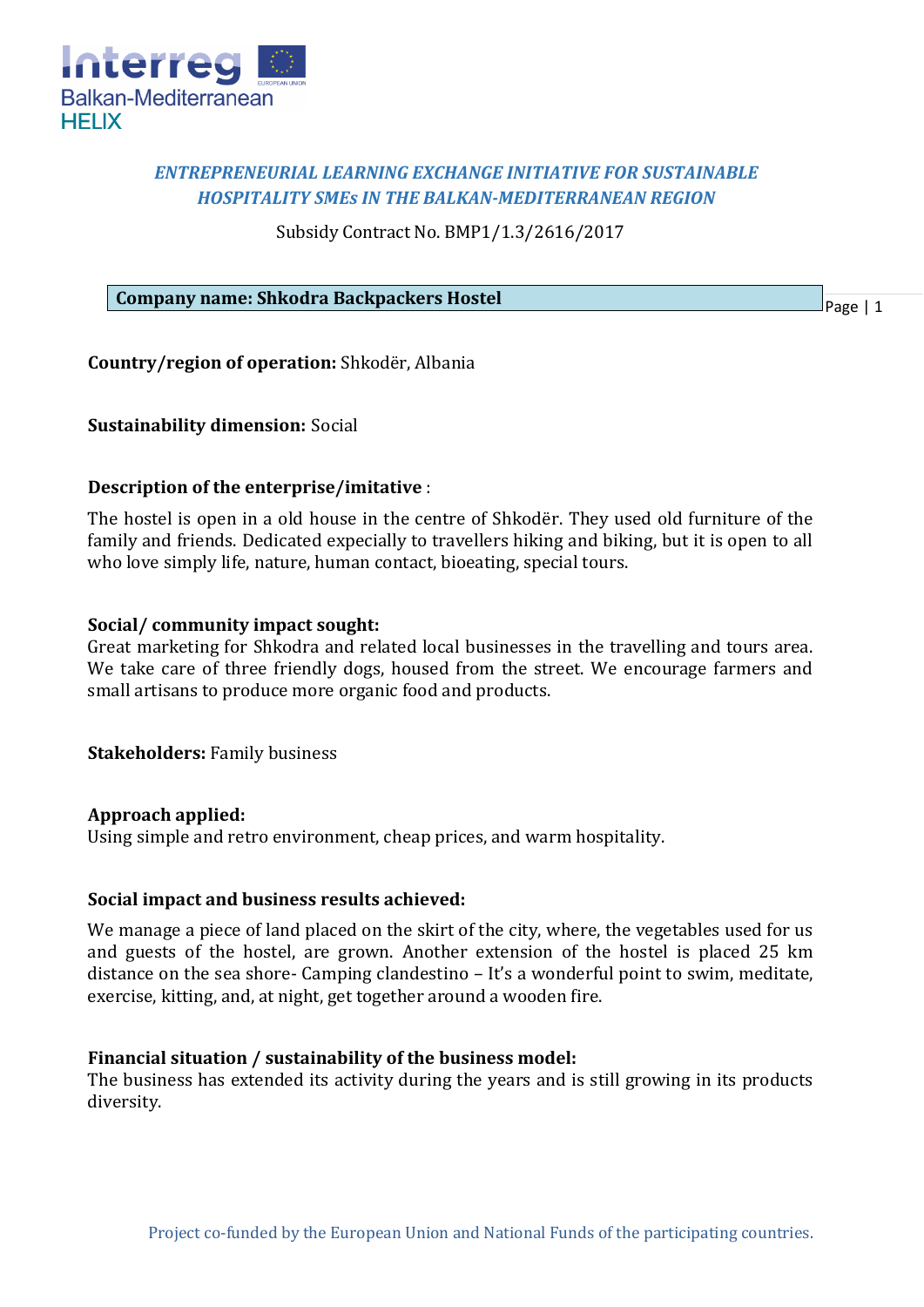*ENTREPRENEURIAL LEARNING EXCHANGE INITIATIVE FOR SUSTAINABLE HOSPITALITY SMEs IN THE BALKAN-MEDITERRANEAN REGION*

Subsidy Contract No. BMP1/1.3/2616/2017

**Company name: Shkodra Backpackers Hostel**

**Country/region of operation:** Shkodër, Albania

**Sustainability dimension:** Social

**Description of the enterprise/imitative** :

The hostel is open in a old house in the centre of Shkodër. They used old furniture of the family and friends. Dedicated expecially to travellers hiking and biking, but it is open to all who love simply life, nature, human contact, bioeating, special tours.

**Social/ community impact sought:**

Great marketing for Shkodra and related local businesses in the travelling and tours area. We take care of three friendly dogs, housed from the street. We encourage farmers and small artisans to produce more organic food and products.

**Stakeholders:** Family business

**Approach applied:**

Using simple and retro environment, cheap prices, and warm hospitality.

**Social impact and business results achieved:**

We manage a piece of land placed on the skirt of the city, where, the vegetables used for us and guests of the hostel, are grown. Another extension of the hostel is placed 25 km distance on the sea shore- Camping clandestino – It's a wonderful point to swim, meditate, exercise, kitting, and, at night, get together around a wooden fire.

**Financial situation / sustainability of the business model:**

The business has extended its activity during the years and is still growing in its products diversity.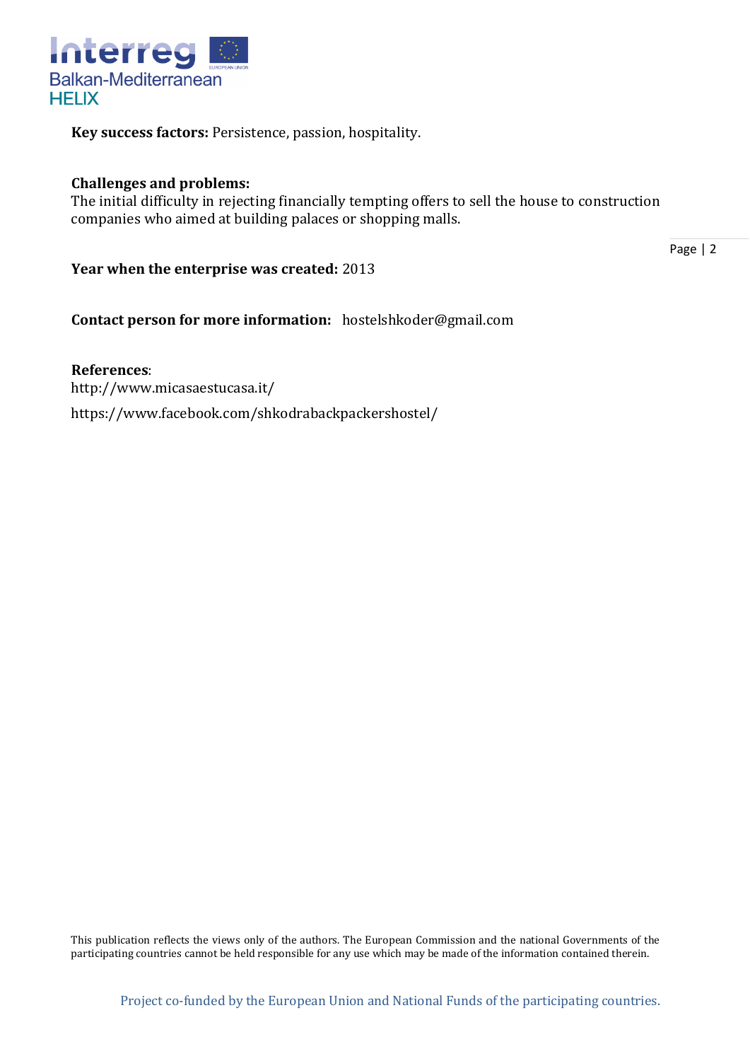**Key success factors:** Persistence, passion, hospitality.

**Challenges and problems:**
The initial difficulty in rejecting financially tempting offers to sell the house to construction companies who aimed at building palaces or shopping malls.

**Year when the enterprise was created:** 2013

**Contact person for more information:** hostelshkoder@gmail.com

**References**:
http://www.micasaestucasa.it/

https://www.facebook.com/shkodrabackpackershostel/

This publication reflects the views only of the authors. The European Commission and the national Governments of the participating countries cannot be held responsible for any use which may be made of the information contained therein.

Project co-funded by the European Union and National Funds of the participating countries.